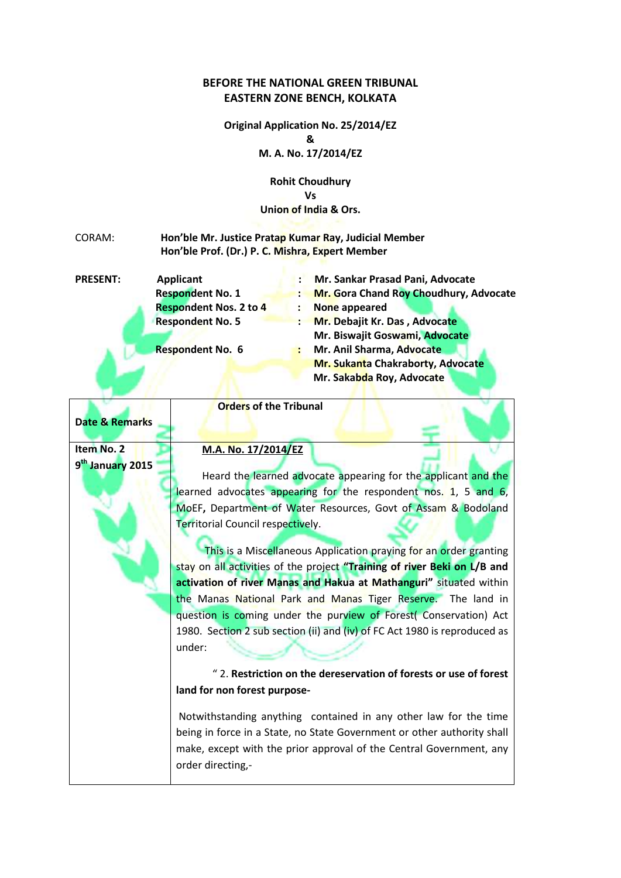**BEFORE THE NATIONAL GREEN TRIBUNAL**
**EASTERN ZONE BENCH, KOLKATA**

**Original Application No. 25/2014/EZ**
**&**
**M. A. No. 17/2014/EZ**

**Rohit Choudhury**
**Vs**
**Union of India & Ors.**

CORAM: **Hon'ble Mr. Justice Pratap Kumar Ray, Judicial Member**
**Hon'ble Prof. (Dr.) P. C. Mishra, Expert Member**

| **PRESENT:** | | | |
|---|---|---|---|
| | **Applicant** | : | **Mr. Sankar Prasad Pani, Advocate** |
| | **Respondent No. 1** | : | **Mr. Gora Chand Roy Choudhury, Advocate** |
| | **Respondent Nos. 2 to 4** | : | **None appeared** |
| | **Respondent No. 5** | : | **Mr. Debajit Kr. Das , Advocate**<br>**Mr. Biswajit Goswami, Advocate** |
| | **Respondent No. 6** | : | **Mr. Anil Sharma, Advocate**<br>**Mr. Sukanta Chakraborty, Advocate**<br>**Mr. Sakabda Roy, Advocate** |

| **Date & Remarks** | **Orders of the Tribunal** |
|---|---|
| **Item No. 2**<br>**9th January 2015** | **M.A. No. 17/2014/EZ**<br><br>Heard the learned advocate appearing for the applicant and the learned advocates appearing for the respondent nos. 1, 5 and 6, MoEF**,** Department of Water Resources, Govt of Assam & Bodoland Territorial Council respectively.<br><br>This is a Miscellaneous Application praying for an order granting stay on all activities of the project **"Training of river Beki on L/B and activation of river Manas and Hakua at Mathanguri"** situated within the Manas National Park and Manas Tiger Reserve. The land in question is coming under the purview of Forest( Conservation) Act 1980. Section 2 sub section (ii) and (iv) of FC Act 1980 is reproduced as under:<br><br>" 2. **Restriction on the dereservation of forests or use of forest land for non forest purpose-**<br><br>Notwithstanding anything contained in any other law for the time being in force in a State, no State Government or other authority shall make, except with the prior approval of the Central Government, any order directing,- |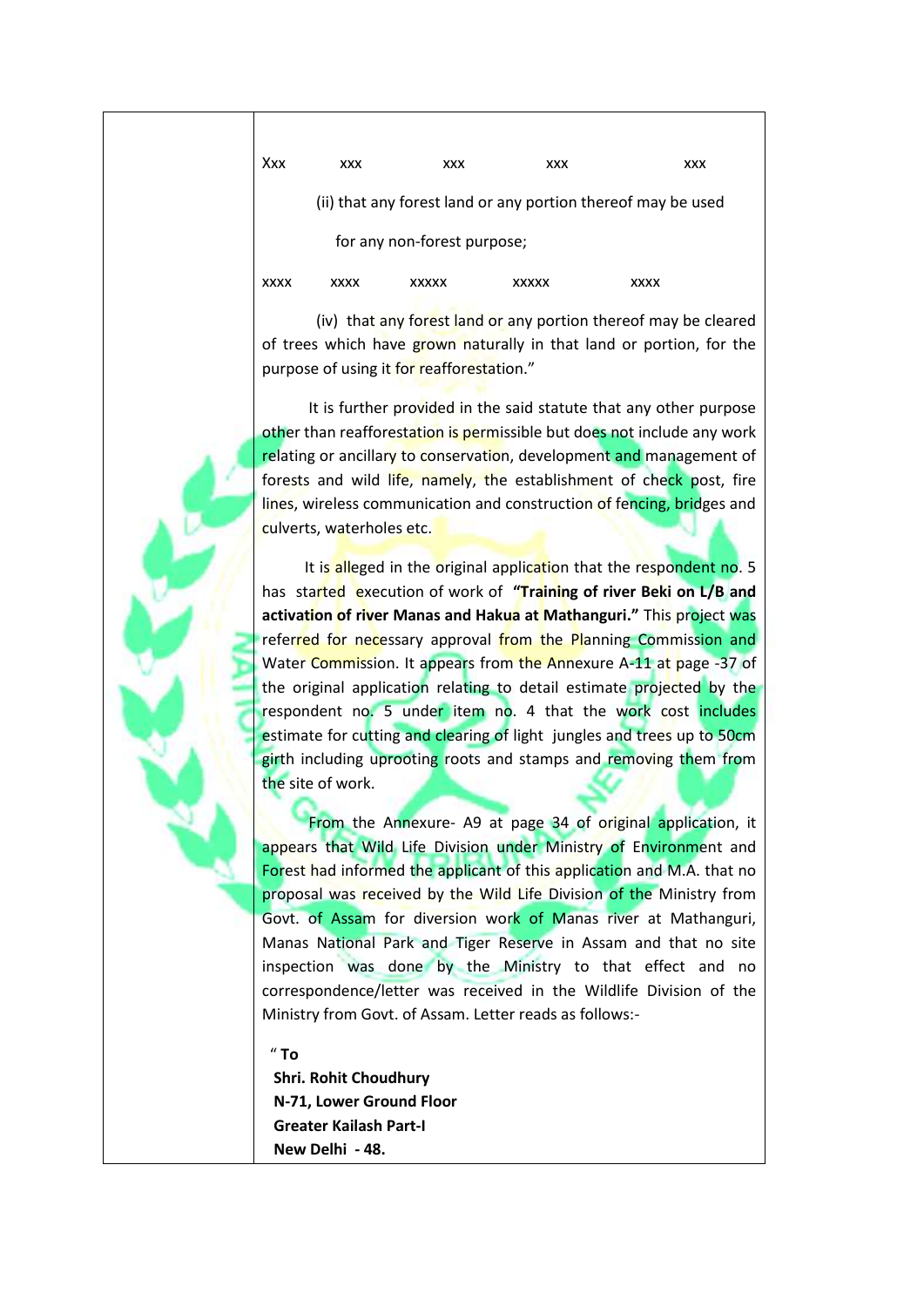Xxx xxx xxx xxx xxx

(ii) that any forest land or any portion thereof may be used for any non-forest purpose;

xxxx xxxx xxxxx xxxxx xxxx

(iv) that any forest land or any portion thereof may be cleared of trees which have grown naturally in that land or portion, for the purpose of using it for reafforestation."

It is further provided in the said statute that any other purpose other than reafforestation is permissible but does not include any work relating or ancillary to conservation, development and management of forests and wild life, namely, the establishment of check post, fire lines, wireless communication and construction of fencing, bridges and culverts, waterholes etc.

It is alleged in the original application that the respondent no. 5 has started execution of work of **"Training of river Beki on L/B and activation of river Manas and Hakua at Mathanguri."** This project was referred for necessary approval from the Planning Commission and Water Commission. It appears from the Annexure A-11 at page -37 of the original application relating to detail estimate projected by the respondent no. 5 under item no. 4 that the work cost includes estimate for cutting and clearing of light jungles and trees up to 50cm girth including uprooting roots and stamps and removing them from the site of work.

From the Annexure- A9 at page 34 of original application, it appears that Wild Life Division under Ministry of Environment and Forest had informed the applicant of this application and M.A. that no proposal was received by the Wild Life Division of the Ministry from Govt. of Assam for diversion work of Manas river at Mathanguri, Manas National Park and Tiger Reserve in Assam and that no site inspection was done by the Ministry to that effect and no correspondence/letter was received in the Wildlife Division of the Ministry from Govt. of Assam. Letter reads as follows:-

" **To**
**Shri. Rohit Choudhury**
**N-71, Lower Ground Floor**
**Greater Kailash Part-I**
**New Delhi - 48.**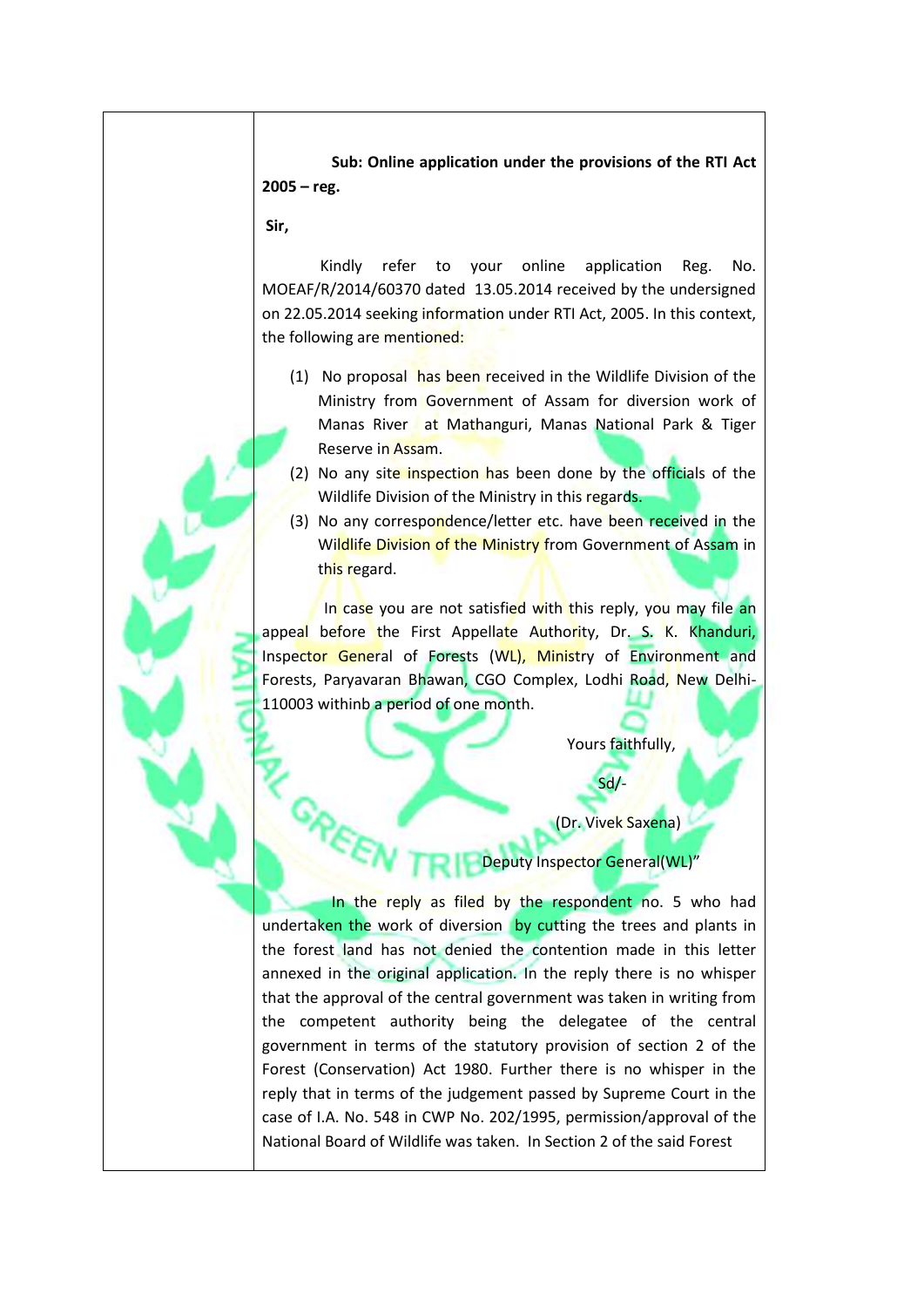**Sub: Online application under the provisions of the RTI Act 2005 – reg.**

**Sir,**

Kindly refer to your online application Reg. No. MOEAF/R/2014/60370 dated 13.05.2014 received by the undersigned on 22.05.2014 seeking information under RTI Act, 2005. In this context, the following are mentioned:

(1) No proposal has been received in the Wildlife Division of the Ministry from Government of Assam for diversion work of Manas River at Mathanguri, Manas National Park & Tiger Reserve in Assam.

(2) No any site inspection has been done by the officials of the Wildlife Division of the Ministry in this regards.

(3) No any correspondence/letter etc. have been received in the Wildlife Division of the Ministry from Government of Assam in this regard.

In case you are not satisfied with this reply, you may file an appeal before the First Appellate Authority, Dr. S. K. Khanduri, Inspector General of Forests (WL), Ministry of Environment and Forests, Paryavaran Bhawan, CGO Complex, Lodhi Road, New Delhi-110003 withinb a period of one month.

Yours faithfully,

Sd/-

(Dr. Vivek Saxena)

Deputy Inspector General(WL)"

In the reply as filed by the respondent no. 5 who had undertaken the work of diversion by cutting the trees and plants in the forest land has not denied the contention made in this letter annexed in the original application. In the reply there is no whisper that the approval of the central government was taken in writing from the competent authority being the delegatee of the central government in terms of the statutory provision of section 2 of the Forest (Conservation) Act 1980. Further there is no whisper in the reply that in terms of the judgement passed by Supreme Court in the case of I.A. No. 548 in CWP No. 202/1995, permission/approval of the National Board of Wildlife was taken. In Section 2 of the said Forest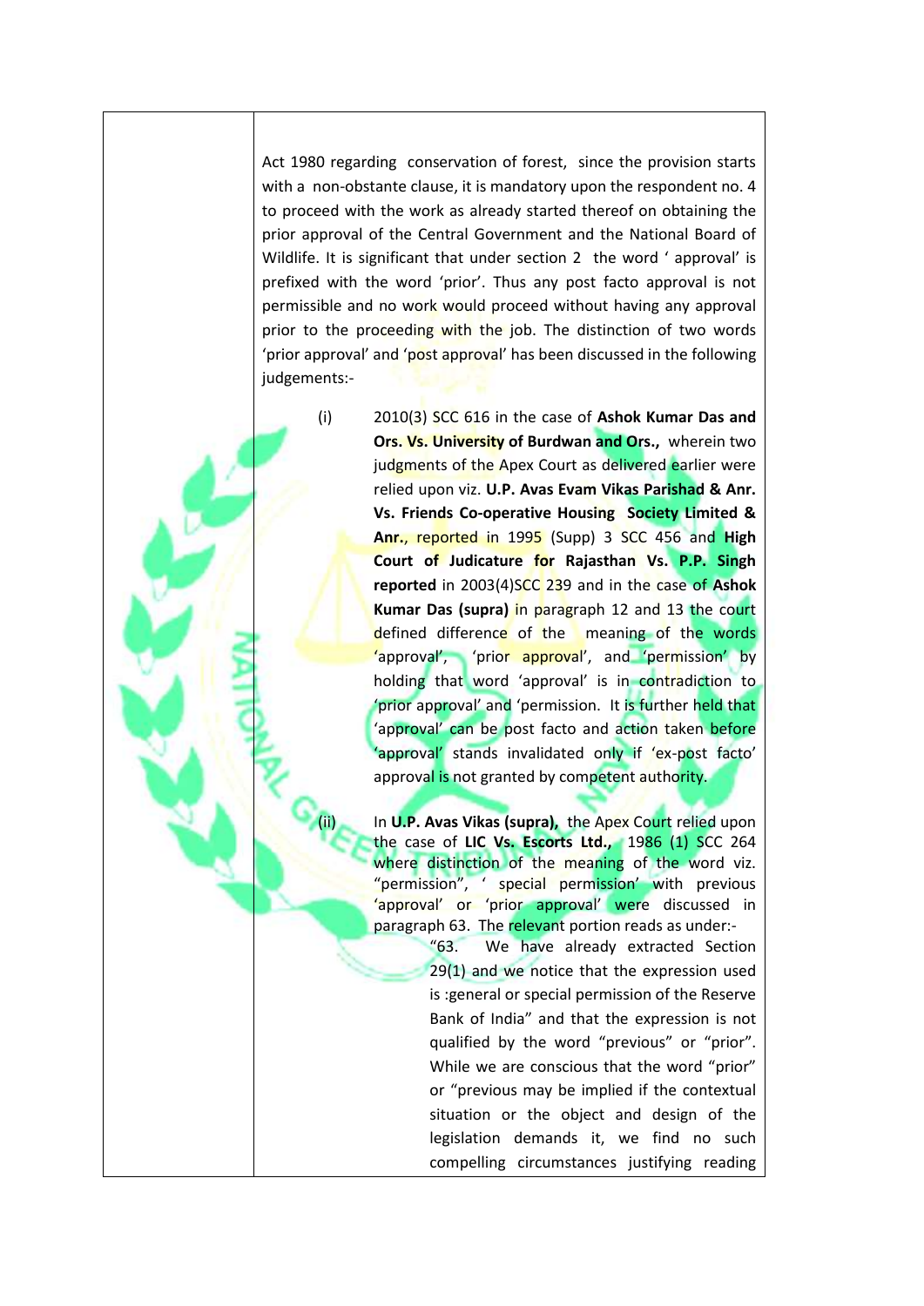Act 1980 regarding conservation of forest, since the provision starts with a non-obstante clause, it is mandatory upon the respondent no. 4 to proceed with the work as already started thereof on obtaining the prior approval of the Central Government and the National Board of Wildlife. It is significant that under section 2 the word ' approval' is prefixed with the word 'prior'. Thus any post facto approval is not permissible and no work would proceed without having any approval prior to the proceeding with the job. The distinction of two words 'prior approval' and 'post approval' has been discussed in the following judgements:-

(i) 2010(3) SCC 616 in the case of **Ashok Kumar Das and Ors. Vs. University of Burdwan and Ors.,** wherein two judgments of the Apex Court as delivered earlier were relied upon viz. **U.P. Avas Evam Vikas Parishad & Anr. Vs. Friends Co-operative Housing Society Limited & Anr.**, reported in 1995 (Supp) 3 SCC 456 and **High Court of Judicature for Rajasthan Vs. P.P. Singh reported** in 2003(4)SCC 239 and in the case of **Ashok Kumar Das (supra)** in paragraph 12 and 13 the court defined difference of the meaning of the words 'approval', 'prior approval', and 'permission' by holding that word 'approval' is in contradiction to 'prior approval' and 'permission. It is further held that 'approval' can be post facto and action taken before 'approval' stands invalidated only if 'ex-post facto' approval is not granted by competent authority.

(ii) In **U.P. Avas Vikas (supra),** the Apex Court relied upon the case of **LIC Vs. Escorts Ltd.,** 1986 (1) SCC 264 where distinction of the meaning of the word viz. "permission", ' special permission' with previous 'approval' or 'prior approval' were discussed in paragraph 63. The relevant portion reads as under:-

> "63. We have already extracted Section 29(1) and we notice that the expression used is :general or special permission of the Reserve Bank of India" and that the expression is not qualified by the word "previous" or "prior". While we are conscious that the word "prior" or "previous may be implied if the contextual situation or the object and design of the legislation demands it, we find no such compelling circumstances justifying reading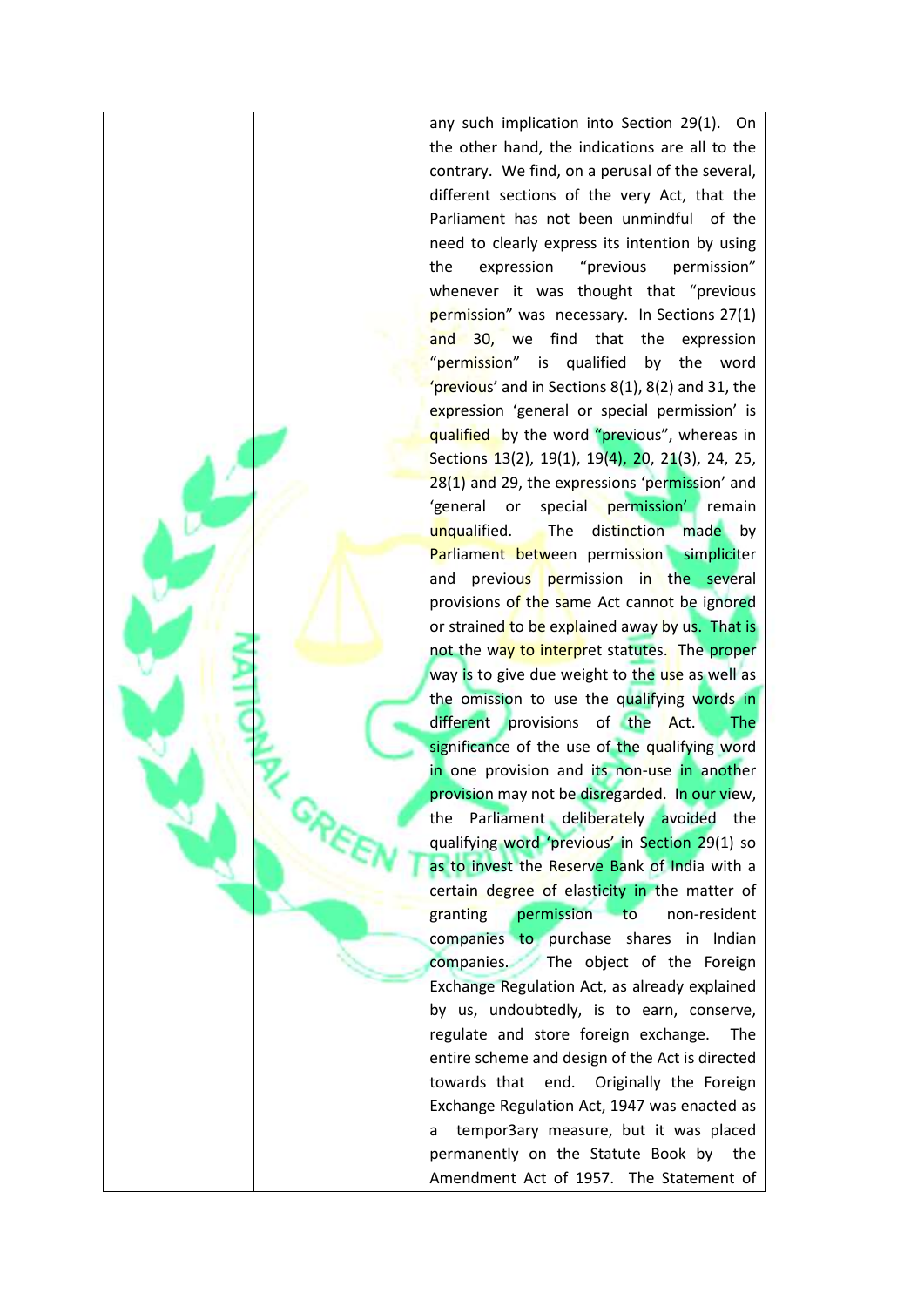| | | |
|---|---|---|
| | | any such implication into Section 29(1). On the other hand, the indications are all to the contrary. We find, on a perusal of the several, different sections of the very Act, that the Parliament has not been unmindful of the need to clearly express its intention by using the expression "previous permission" whenever it was thought that "previous permission" was necessary. In Sections 27(1) and 30, we find that the expression "permission" is qualified by the word 'previous' and in Sections 8(1), 8(2) and 31, the expression 'general or special permission' is qualified by the word "previous", whereas in Sections 13(2), 19(1), 19(4), 20, 21(3), 24, 25, 28(1) and 29, the expressions 'permission' and 'general or special permission' remain unqualified. The distinction made by Parliament between permission simpliciter and previous permission in the several provisions of the same Act cannot be ignored or strained to be explained away by us. That is not the way to interpret statutes. The proper way is to give due weight to the use as well as the omission to use the qualifying words in different provisions of the Act. The significance of the use of the qualifying word in one provision and its non-use in another provision may not be disregarded. In our view, the Parliament deliberately avoided the qualifying word 'previous' in Section 29(1) so as to invest the Reserve Bank of India with a certain degree of elasticity in the matter of granting permission to non-resident companies to purchase shares in Indian companies. The object of the Foreign Exchange Regulation Act, as already explained by us, undoubtedly, is to earn, conserve, regulate and store foreign exchange. The entire scheme and design of the Act is directed towards that end. Originally the Foreign Exchange Regulation Act, 1947 was enacted as a tempor3ary measure, but it was placed permanently on the Statute Book by the Amendment Act of 1957. The Statement of |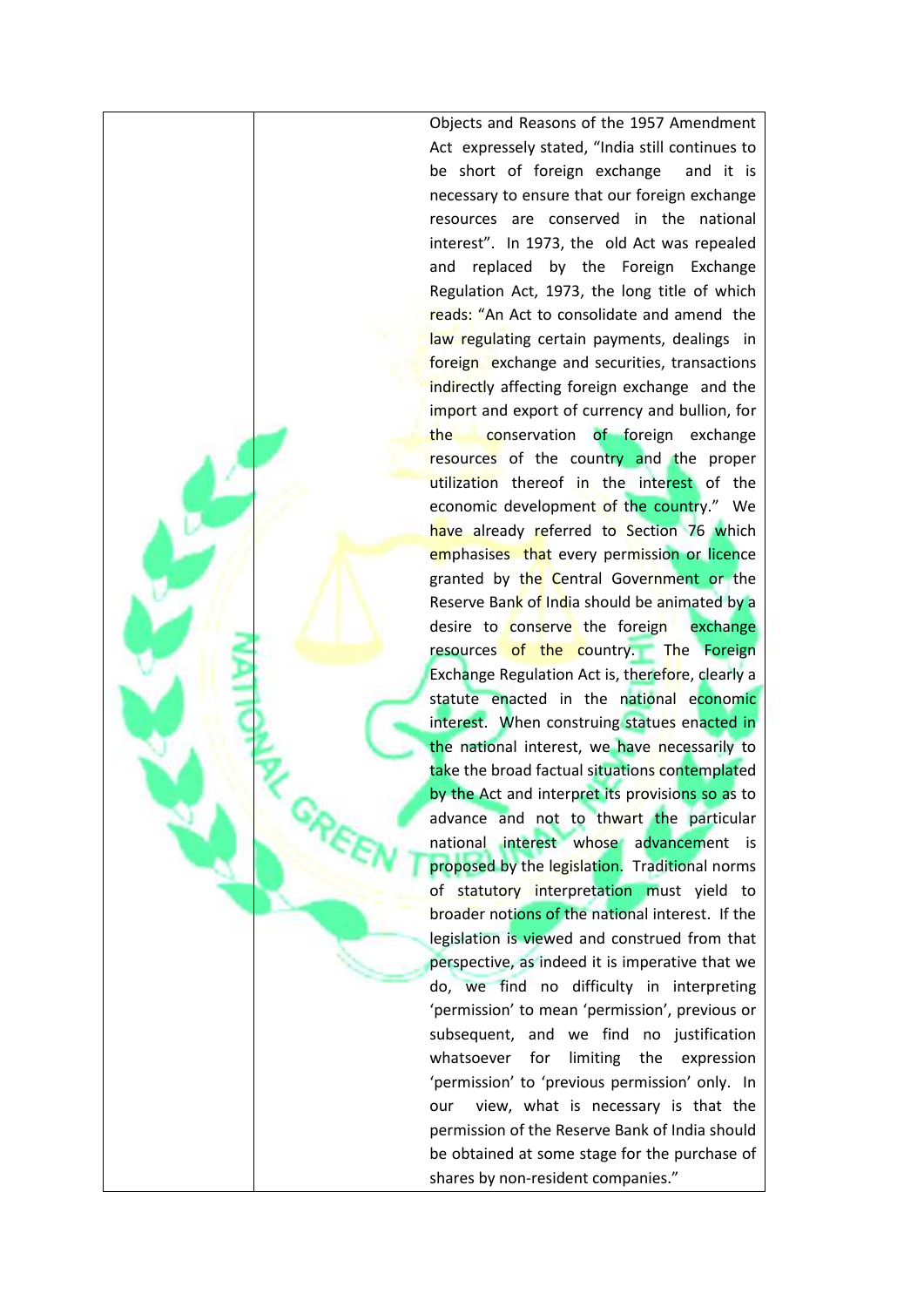| | | |
|---|---|---|
| | | Objects and Reasons of the 1957 Amendment Act expressly stated, "India still continues to be short of foreign exchange and it is necessary to ensure that our foreign exchange resources are conserved in the national interest". In 1973, the old Act was repealed and replaced by the Foreign Exchange Regulation Act, 1973, the long title of which reads: "An Act to consolidate and amend the law regulating certain payments, dealings in foreign exchange and securities, transactions indirectly affecting foreign exchange and the import and export of currency and bullion, for the conservation of foreign exchange resources of the country and the proper utilization thereof in the interest of the economic development of the country." We have already referred to Section 76 which emphasises that every permission or licence granted by the Central Government or the Reserve Bank of India should be animated by a desire to conserve the foreign exchange resources of the country. The Foreign Exchange Regulation Act is, therefore, clearly a statute enacted in the national economic interest. When construing statues enacted in the national interest, we have necessarily to take the broad factual situations contemplated by the Act and interpret its provisions so as to advance and not to thwart the particular national interest whose advancement is proposed by the legislation. Traditional norms of statutory interpretation must yield to broader notions of the national interest. If the legislation is viewed and construed from that perspective, as indeed it is imperative that we do, we find no difficulty in interpreting 'permission' to mean 'permission', previous or subsequent, and we find no justification whatsoever for limiting the expression 'permission' to 'previous permission' only. In our view, what is necessary is that the permission of the Reserve Bank of India should be obtained at some stage for the purchase of shares by non-resident companies." |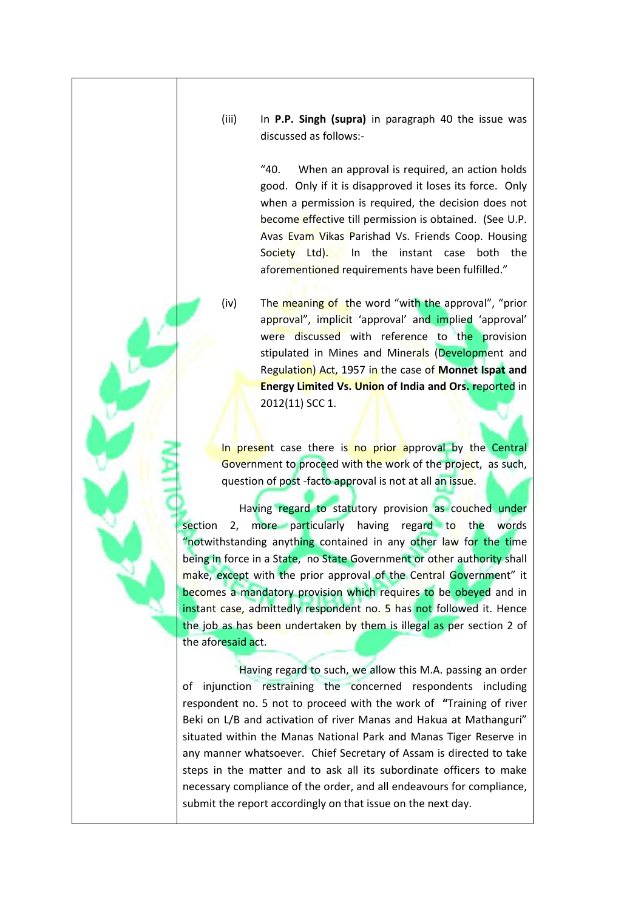(iii) In **P.P. Singh (supra)** in paragraph 40 the issue was discussed as follows:-

> "40. When an approval is required, an action holds good. Only if it is disapproved it loses its force. Only when a permission is required, the decision does not become effective till permission is obtained. (See U.P. Avas Evam Vikas Parishad Vs. Friends Coop. Housing Society Ltd). In the instant case both the aforementioned requirements have been fulfilled."

(iv) The meaning of the word "with the approval", "prior approval", implicit 'approval' and implied 'approval' were discussed with reference to the provision stipulated in Mines and Minerals (Development and Regulation) Act, 1957 in the case of **Monnet Ispat and Energy Limited Vs. Union of India and Ors.** reported in 2012(11) SCC 1.

In present case there is no prior approval by the Central Government to proceed with the work of the project, as such, question of post -facto approval is not at all an issue.

Having regard to statutory provision as couched under section 2, more particularly having regard to the words "notwithstanding anything contained in any other law for the time being in force in a State, no State Government or other authority shall make, except with the prior approval of the Central Government" it becomes a mandatory provision which requires to be obeyed and in instant case, admittedly respondent no. 5 has not followed it. Hence the job as has been undertaken by them is illegal as per section 2 of the aforesaid act.

Having regard to such, we allow this M.A. passing an order of injunction restraining the concerned respondents including respondent no. 5 not to proceed with the work of **"**Training of river Beki on L/B and activation of river Manas and Hakua at Mathanguri" situated within the Manas National Park and Manas Tiger Reserve in any manner whatsoever. Chief Secretary of Assam is directed to take steps in the matter and to ask all its subordinate officers to make necessary compliance of the order, and all endeavours for compliance, submit the report accordingly on that issue on the next day.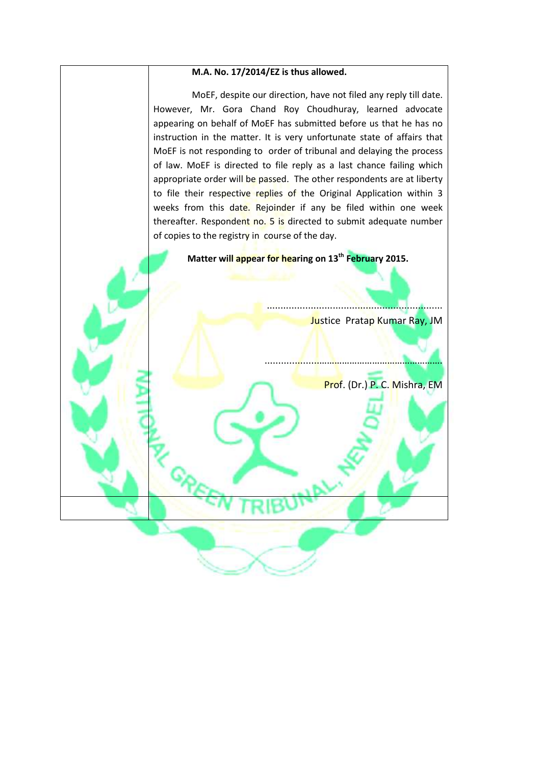**M.A. No. 17/2014/EZ is thus allowed.**

MoEF, despite our direction, have not filed any reply till date. However, Mr. Gora Chand Roy Choudhuray, learned advocate appearing on behalf of MoEF has submitted before us that he has no instruction in the matter. It is very unfortunate state of affairs that MoEF is not responding to order of tribunal and delaying the process of law. MoEF is directed to file reply as a last chance failing which appropriate order will be passed. The other respondents are at liberty to file their respective replies of the Original Application within 3 weeks from this date. Rejoinder if any be filed within one week thereafter. Respondent no. 5 is directed to submit adequate number of copies to the registry in course of the day.

**Matter will appear for hearing on 13th February 2015.**

..................................................................

Justice Pratap Kumar Ray, JM

..................................................................

Prof. (Dr.) P. C. Mishra, EM